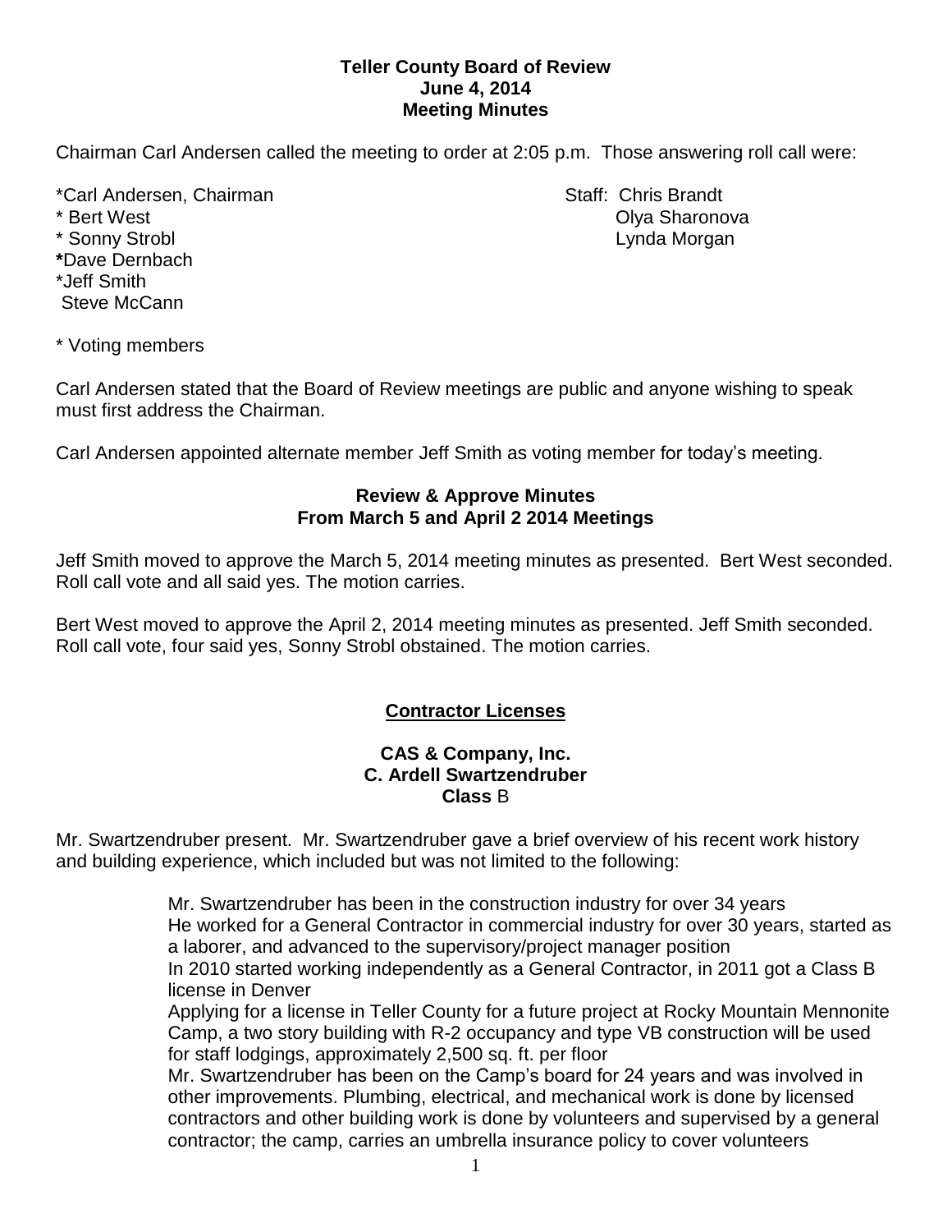**Teller County Board of Review**
**June 4, 2014**
**Meeting Minutes**

Chairman Carl Andersen called the meeting to order at 2:05 p.m. Those answering roll call were:

*Carl Andersen, Chairman
* Bert West
* Sonny Strobl
*Dave Dernbach
*Jeff Smith
Steve McCann

Staff: Chris Brandt
Olya Sharonova
Lynda Morgan

* Voting members

Carl Andersen stated that the Board of Review meetings are public and anyone wishing to speak must first address the Chairman.

Carl Andersen appointed alternate member Jeff Smith as voting member for today's meeting.

**Review & Approve Minutes**
**From March 5 and April 2 2014 Meetings**

Jeff Smith moved to approve the March 5, 2014 meeting minutes as presented. Bert West seconded. Roll call vote and all said yes. The motion carries.

Bert West moved to approve the April 2, 2014 meeting minutes as presented. Jeff Smith seconded. Roll call vote, four said yes, Sonny Strobl obstained. The motion carries.

**Contractor Licenses**

**CAS & Company, Inc.**
**C. Ardell Swartzendruber**
**Class** B

Mr. Swartzendruber present. Mr. Swartzendruber gave a brief overview of his recent work history and building experience, which included but was not limited to the following:

Mr. Swartzendruber has been in the construction industry for over 34 years
He worked for a General Contractor in commercial industry for over 30 years, started as a laborer, and advanced to the supervisory/project manager position
In 2010 started working independently as a General Contractor, in 2011 got a Class B license in Denver
Applying for a license in Teller County for a future project at Rocky Mountain Mennonite Camp, a two story building with R-2 occupancy and type VB construction will be used for staff lodgings, approximately 2,500 sq. ft. per floor
Mr. Swartzendruber has been on the Camp's board for 24 years and was involved in other improvements. Plumbing, electrical, and mechanical work is done by licensed contractors and other building work is done by volunteers and supervised by a general contractor; the camp, carries an umbrella insurance policy to cover volunteers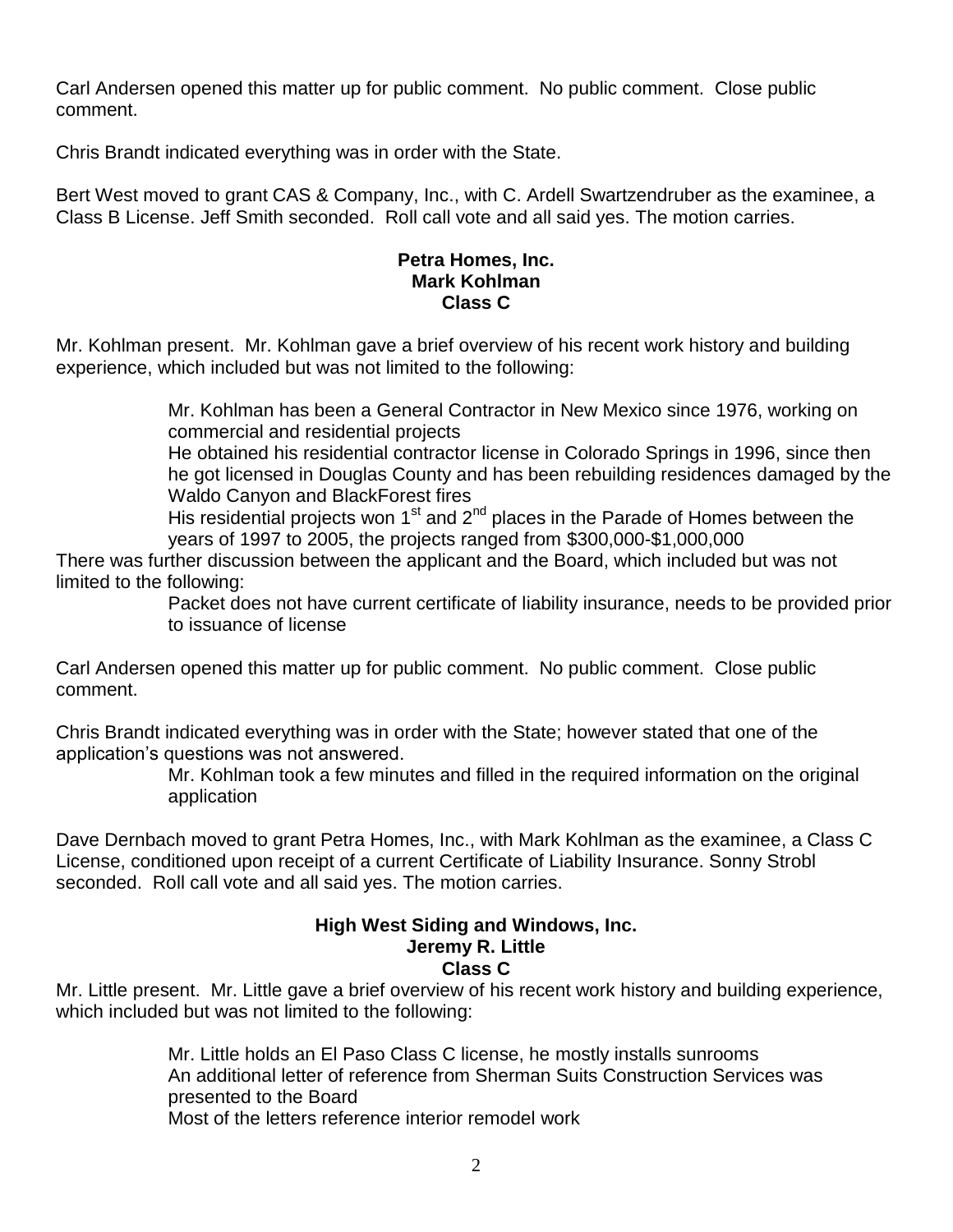Carl Andersen opened this matter up for public comment. No public comment. Close public comment.

Chris Brandt indicated everything was in order with the State.

Bert West moved to grant CAS & Company, Inc., with C. Ardell Swartzendruber as the examinee, a Class B License. Jeff Smith seconded. Roll call vote and all said yes. The motion carries.

**Petra Homes, Inc.**
**Mark Kohlman**
**Class C**

Mr. Kohlman present. Mr. Kohlman gave a brief overview of his recent work history and building experience, which included but was not limited to the following:

> Mr. Kohlman has been a General Contractor in New Mexico since 1976, working on commercial and residential projects
> He obtained his residential contractor license in Colorado Springs in 1996, since then he got licensed in Douglas County and has been rebuilding residences damaged by the Waldo Canyon and BlackForest fires
> His residential projects won 1st and 2nd places in the Parade of Homes between the years of 1997 to 2005, the projects ranged from $300,000-$1,000,000

There was further discussion between the applicant and the Board, which included but was not limited to the following:

> Packet does not have current certificate of liability insurance, needs to be provided prior to issuance of license

Carl Andersen opened this matter up for public comment. No public comment. Close public comment.

Chris Brandt indicated everything was in order with the State; however stated that one of the application's questions was not answered.

> Mr. Kohlman took a few minutes and filled in the required information on the original application

Dave Dernbach moved to grant Petra Homes, Inc., with Mark Kohlman as the examinee, a Class C License, conditioned upon receipt of a current Certificate of Liability Insurance. Sonny Strobl seconded. Roll call vote and all said yes. The motion carries.

**High West Siding and Windows, Inc.**
**Jeremy R. Little**
**Class C**

Mr. Little present. Mr. Little gave a brief overview of his recent work history and building experience, which included but was not limited to the following:

> Mr. Little holds an El Paso Class C license, he mostly installs sunrooms
> An additional letter of reference from Sherman Suits Construction Services was presented to the Board
> Most of the letters reference interior remodel work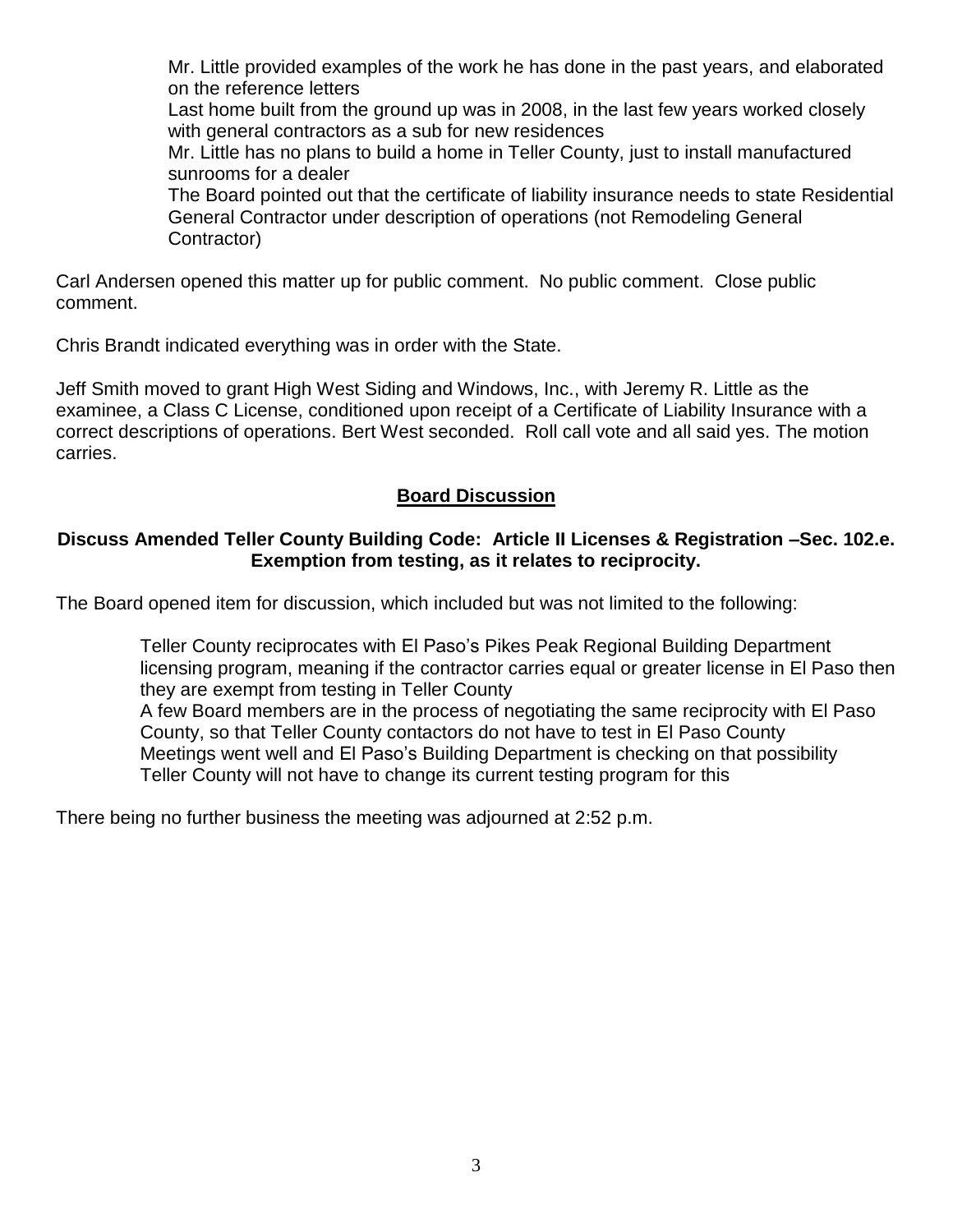Mr. Little provided examples of the work he has done in the past years, and elaborated on the reference letters

Last home built from the ground up was in 2008, in the last few years worked closely with general contractors as a sub for new residences

Mr. Little has no plans to build a home in Teller County, just to install manufactured sunrooms for a dealer

The Board pointed out that the certificate of liability insurance needs to state Residential General Contractor under description of operations (not Remodeling General Contractor)

Carl Andersen opened this matter up for public comment. No public comment. Close public comment.

Chris Brandt indicated everything was in order with the State.

Jeff Smith moved to grant High West Siding and Windows, Inc., with Jeremy R. Little as the examinee, a Class C License, conditioned upon receipt of a Certificate of Liability Insurance with a correct descriptions of operations. Bert West seconded. Roll call vote and all said yes. The motion carries.

## Board Discussion

### Discuss Amended Teller County Building Code: Article II Licenses & Registration –Sec. 102.e. Exemption from testing, as it relates to reciprocity.

The Board opened item for discussion, which included but was not limited to the following:

Teller County reciprocates with El Paso's Pikes Peak Regional Building Department licensing program, meaning if the contractor carries equal or greater license in El Paso then they are exempt from testing in Teller County

A few Board members are in the process of negotiating the same reciprocity with El Paso County, so that Teller County contactors do not have to test in El Paso County

Meetings went well and El Paso's Building Department is checking on that possibility

Teller County will not have to change its current testing program for this

There being no further business the meeting was adjourned at 2:52 p.m.